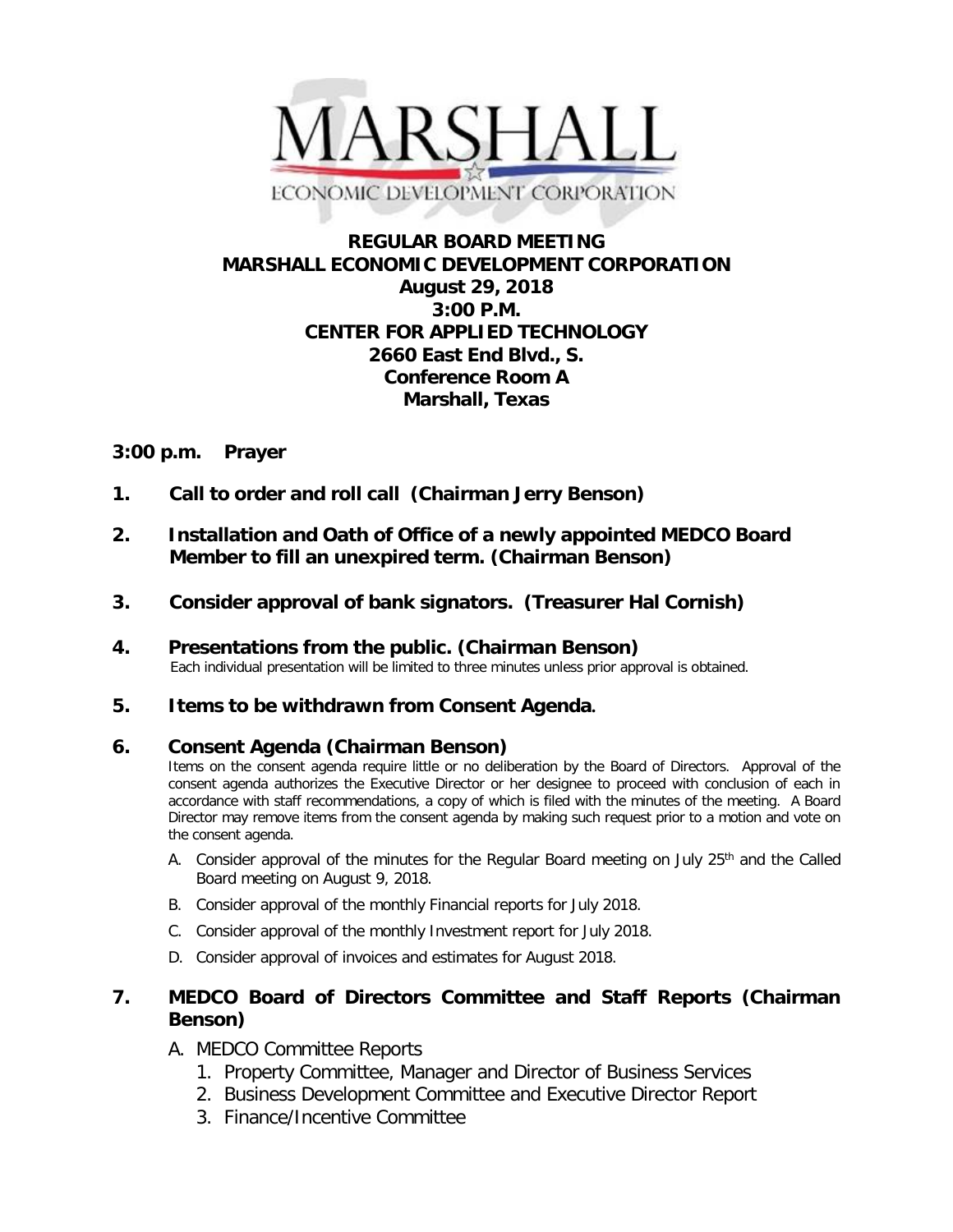MARSHALL

ECONOMIC DEVELOPMENT CORPORATION

# REGULAR BOARD MEETING
# MARSHALL ECONOMIC DEVELOPMENT CORPORATION
## August 29, 2018
## 3:00 P.M.
## CENTER FOR APPLIED TECHNOLOGY
## 2660 East End Blvd., S.
## Conference Room A
## Marshall, Texas

**3:00 p.m. Prayer**

**1. Call to order and roll call (Chairman Jerry Benson)**

**2. Installation and Oath of Office of a newly appointed MEDCO Board Member to fill an unexpired term. (Chairman Benson)**

**3. Consider approval of bank signators. (Treasurer Hal Cornish)**

**4. Presentations from the public. (Chairman Benson)**

Each individual presentation will be limited to three minutes unless prior approval is obtained.

**5. Items to be withdrawn from Consent Agenda.**

**6. Consent Agenda (Chairman Benson)**

Items on the consent agenda require little or no deliberation by the Board of Directors. Approval of the consent agenda authorizes the Executive Director or her designee to proceed with conclusion of each in accordance with staff recommendations, a copy of which is filed with the minutes of the meeting. A Board Director may remove items from the consent agenda by making such request prior to a motion and vote on the consent agenda.

A. Consider approval of the minutes for the Regular Board meeting on July 25th and the Called Board meeting on August 9, 2018.

B. Consider approval of the monthly Financial reports for July 2018.

C. Consider approval of the monthly Investment report for July 2018.

D. Consider approval of invoices and estimates for August 2018.

**7. MEDCO Board of Directors Committee and Staff Reports (Chairman Benson)**

A. MEDCO Committee Reports
   1. Property Committee, Manager and Director of Business Services
   2. Business Development Committee and Executive Director Report
   3. Finance/Incentive Committee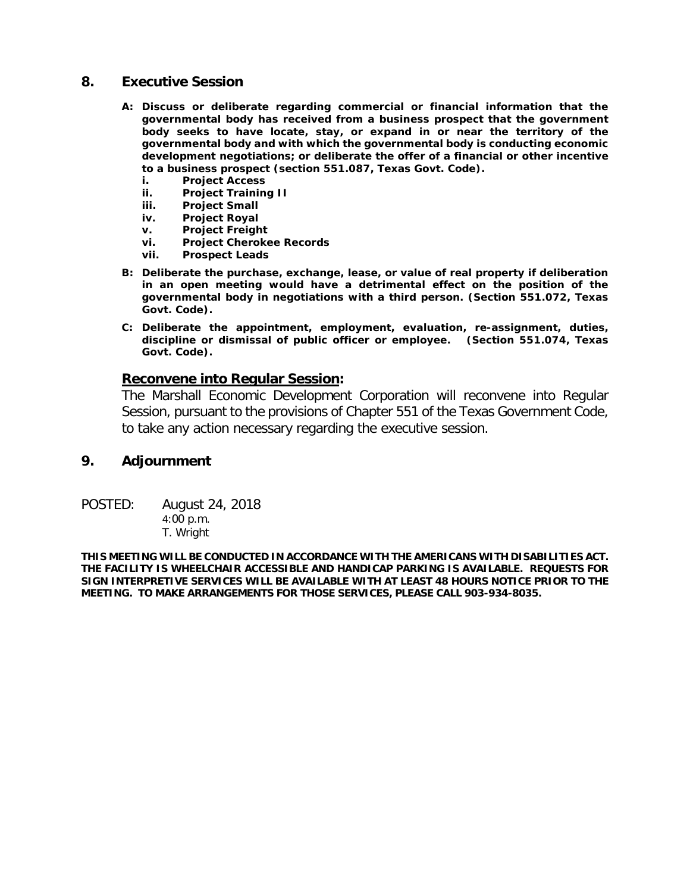## 8. Executive Session

**A: Discuss or deliberate regarding commercial or financial information that the governmental body has received from a business prospect that the government body seeks to have locate, stay, or expand in or near the territory of the governmental body and with which the governmental body is conducting economic development negotiations; or deliberate the offer of a financial or other incentive to a business prospect (section 551.087, Texas Govt. Code).**

- **i. Project Access**
- **ii. Project Training II**
- **iii. Project Small**
- **iv. Project Royal**
- **v. Project Freight**
- **vi. Project Cherokee Records**
- **vii. Prospect Leads**

**B: Deliberate the purchase, exchange, lease, or value of real property if deliberation in an open meeting would have a detrimental effect on the position of the governmental body in negotiations with a third person. (Section 551.072, Texas Govt. Code).**

**C: Deliberate the appointment, employment, evaluation, re-assignment, duties, discipline or dismissal of public officer or employee. (Section 551.074, Texas Govt. Code).**

### Reconvene into Regular Session:

The Marshall Economic Development Corporation will reconvene into Regular Session, pursuant to the provisions of Chapter 551 of the Texas Government Code, to take any action necessary regarding the executive session.

## 9. Adjournment

POSTED: August 24, 2018
4:00 p.m.
T. Wright

**THIS MEETING WILL BE CONDUCTED IN ACCORDANCE WITH THE AMERICANS WITH DISABILITIES ACT. THE FACILITY IS WHEELCHAIR ACCESSIBLE AND HANDICAP PARKING IS AVAILABLE. REQUESTS FOR SIGN INTERPRETIVE SERVICES WILL BE AVAILABLE WITH AT LEAST 48 HOURS NOTICE PRIOR TO THE MEETING. TO MAKE ARRANGEMENTS FOR THOSE SERVICES, PLEASE CALL 903-934-8035.**